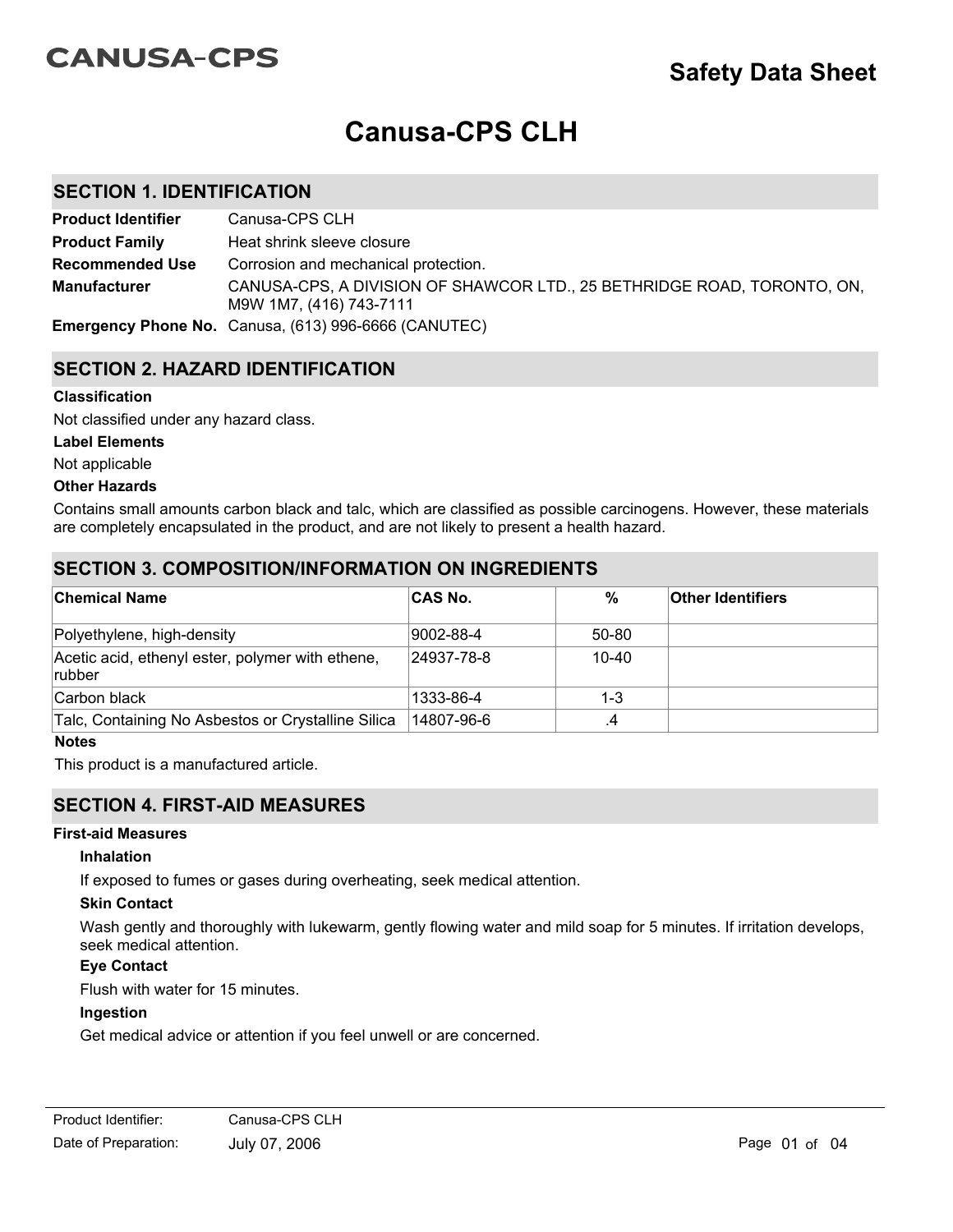CANUSA-CPS

**Safety Data Sheet**

# Canusa-CPS CLH

## SECTION 1. IDENTIFICATION

**Product Identifier** Canusa-CPS CLH

**Product Family** Heat shrink sleeve closure

**Recommended Use** Corrosion and mechanical protection.

**Manufacturer** CANUSA-CPS, A DIVISION OF SHAWCOR LTD., 25 BETHRIDGE ROAD, TORONTO, ON, M9W 1M7, (416) 743-7111

**Emergency Phone No.** Canusa, (613) 996-6666 (CANUTEC)

## SECTION 2. HAZARD IDENTIFICATION

### Classification

Not classified under any hazard class.

### Label Elements

Not applicable

### Other Hazards

Contains small amounts carbon black and talc, which are classified as possible carcinogens. However, these materials are completely encapsulated in the product, and are not likely to present a health hazard.

## SECTION 3. COMPOSITION/INFORMATION ON INGREDIENTS

| Chemical Name | CAS No. | % | Other Identifiers |
|---|---|---|---|
| Polyethylene, high-density | 9002-88-4 | 50-80 | |
| Acetic acid, ethenyl ester, polymer with ethene, rubber | 24937-78-8 | 10-40 | |
| Carbon black | 1333-86-4 | 1-3 | |
| Talc, Containing No Asbestos or Crystalline Silica | 14807-96-6 | .4 | |

### Notes

This product is a manufactured article.

## SECTION 4. FIRST-AID MEASURES

### First-aid Measures

#### Inhalation

If exposed to fumes or gases during overheating, seek medical attention.

#### Skin Contact

Wash gently and thoroughly with lukewarm, gently flowing water and mild soap for 5 minutes. If irritation develops, seek medical attention.

#### Eye Contact

Flush with water for 15 minutes.

#### Ingestion

Get medical advice or attention if you feel unwell or are concerned.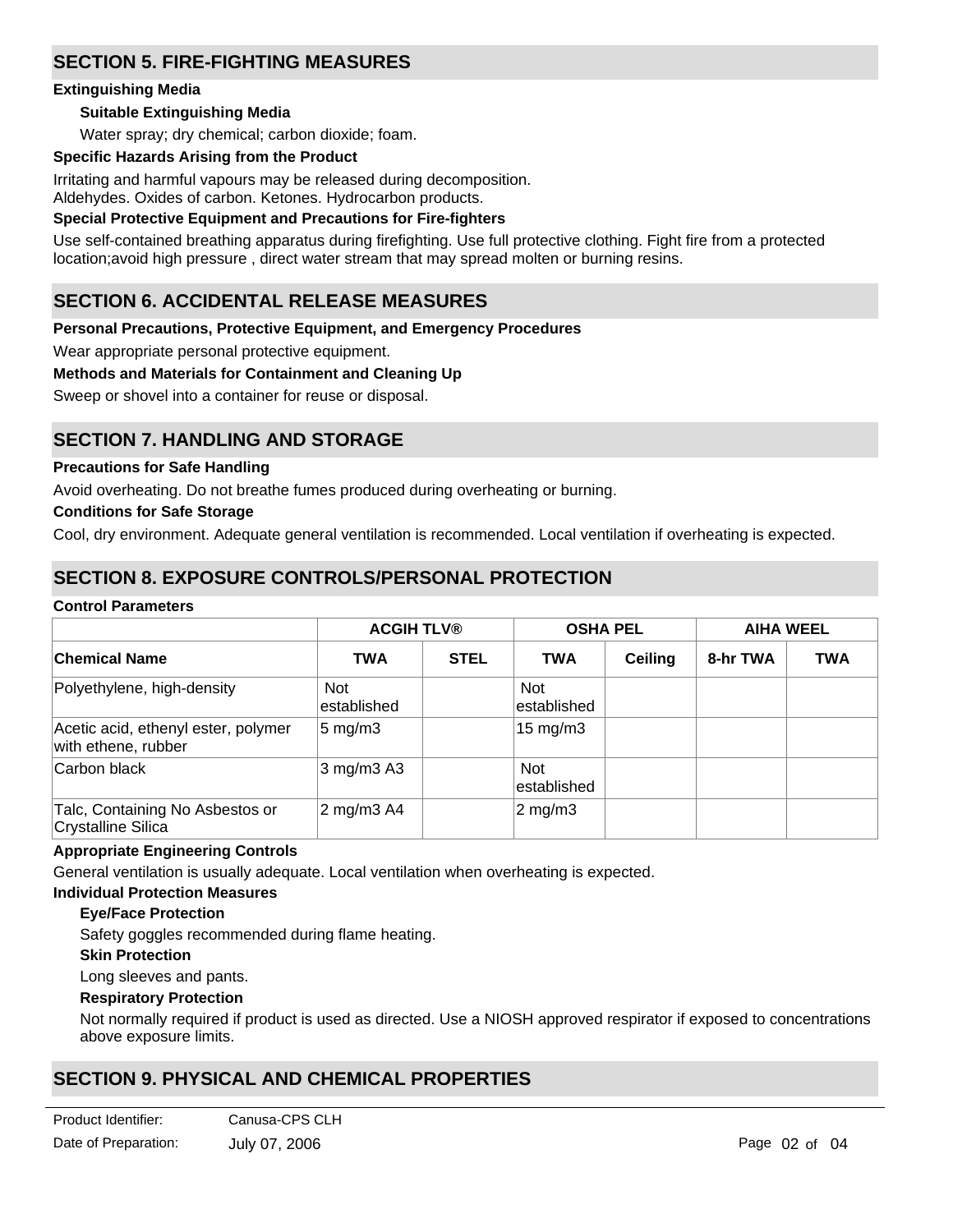## SECTION 5. FIRE-FIGHTING MEASURES

### Extinguishing Media

**Suitable Extinguishing Media**

Water spray; dry chemical; carbon dioxide; foam.

### Specific Hazards Arising from the Product

Irritating and harmful vapours may be released during decomposition.
Aldehydes. Oxides of carbon. Ketones. Hydrocarbon products.

### Special Protective Equipment and Precautions for Fire-fighters

Use self-contained breathing apparatus during firefighting. Use full protective clothing. Fight fire from a protected location;avoid high pressure , direct water stream that may spread molten or burning resins.

## SECTION 6. ACCIDENTAL RELEASE MEASURES

### Personal Precautions, Protective Equipment, and Emergency Procedures

Wear appropriate personal protective equipment.

### Methods and Materials for Containment and Cleaning Up

Sweep or shovel into a container for reuse or disposal.

## SECTION 7. HANDLING AND STORAGE

### Precautions for Safe Handling

Avoid overheating. Do not breathe fumes produced during overheating or burning.

### Conditions for Safe Storage

Cool, dry environment. Adequate general ventilation is recommended. Local ventilation if overheating is expected.

## SECTION 8. EXPOSURE CONTROLS/PERSONAL PROTECTION

### Control Parameters

| | ACGIH TLV® | | OSHA PEL | | AIHA WEEL | |
|---|---|---|---|---|---|---|
| **Chemical Name** | **TWA** | **STEL** | **TWA** | **Ceiling** | **8-hr TWA** | **TWA** |
| Polyethylene, high-density | Not established | | Not established | | | |
| Acetic acid, ethenyl ester, polymer with ethene, rubber | 5 mg/m3 | | 15 mg/m3 | | | |
| Carbon black | 3 mg/m3 A3 | | Not established | | | |
| Talc, Containing No Asbestos or Crystalline Silica | 2 mg/m3 A4 | | 2 mg/m3 | | | |

### Appropriate Engineering Controls

General ventilation is usually adequate. Local ventilation when overheating is expected.

### Individual Protection Measures

**Eye/Face Protection**

Safety goggles recommended during flame heating.

**Skin Protection**

Long sleeves and pants.

**Respiratory Protection**

Not normally required if product is used as directed. Use a NIOSH approved respirator if exposed to concentrations above exposure limits.

## SECTION 9. PHYSICAL AND CHEMICAL PROPERTIES

Product Identifier: Canusa-CPS CLH
Date of Preparation: July 07, 2006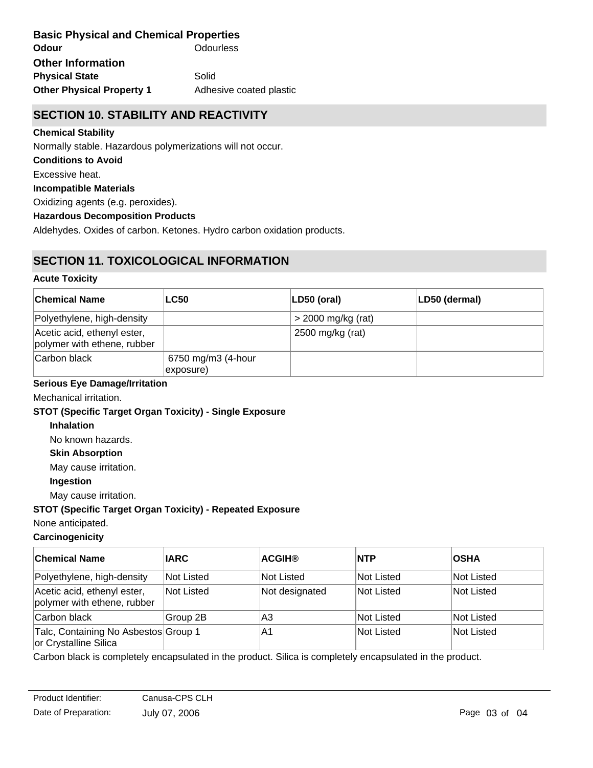### Basic Physical and Chemical Properties

**Odour** Odourless

### Other Information

**Physical State** Solid

**Other Physical Property 1** Adhesive coated plastic

## SECTION 10. STABILITY AND REACTIVITY

**Chemical Stability**

Normally stable. Hazardous polymerizations will not occur.

**Conditions to Avoid**

Excessive heat.

**Incompatible Materials**

Oxidizing agents (e.g. peroxides).

**Hazardous Decomposition Products**

Aldehydes. Oxides of carbon. Ketones. Hydro carbon oxidation products.

## SECTION 11. TOXICOLOGICAL INFORMATION

**Acute Toxicity**

| Chemical Name | LC50 | LD50 (oral) | LD50 (dermal) |
|---|---|---|---|
| Polyethylene, high-density | | > 2000 mg/kg (rat) | |
| Acetic acid, ethenyl ester, polymer with ethene, rubber | | 2500 mg/kg (rat) | |
| Carbon black | 6750 mg/m3 (4-hour exposure) | | |

**Serious Eye Damage/Irritation**

Mechanical irritation.

**STOT (Specific Target Organ Toxicity) - Single Exposure**

**Inhalation**

No known hazards.

**Skin Absorption**

May cause irritation.

**Ingestion**

May cause irritation.

**STOT (Specific Target Organ Toxicity) - Repeated Exposure**

None anticipated.

**Carcinogenicity**

| Chemical Name | IARC | ACGIH® | NTP | OSHA |
|---|---|---|---|---|
| Polyethylene, high-density | Not Listed | Not Listed | Not Listed | Not Listed |
| Acetic acid, ethenyl ester, polymer with ethene, rubber | Not Listed | Not designated | Not Listed | Not Listed |
| Carbon black | Group 2B | A3 | Not Listed | Not Listed |
| Talc, Containing No Asbestos or Crystalline Silica | Group 1 | A1 | Not Listed | Not Listed |

Carbon black is completely encapsulated in the product. Silica is completely encapsulated in the product.

Product Identifier: Canusa-CPS CLH

Date of Preparation: July 07, 2006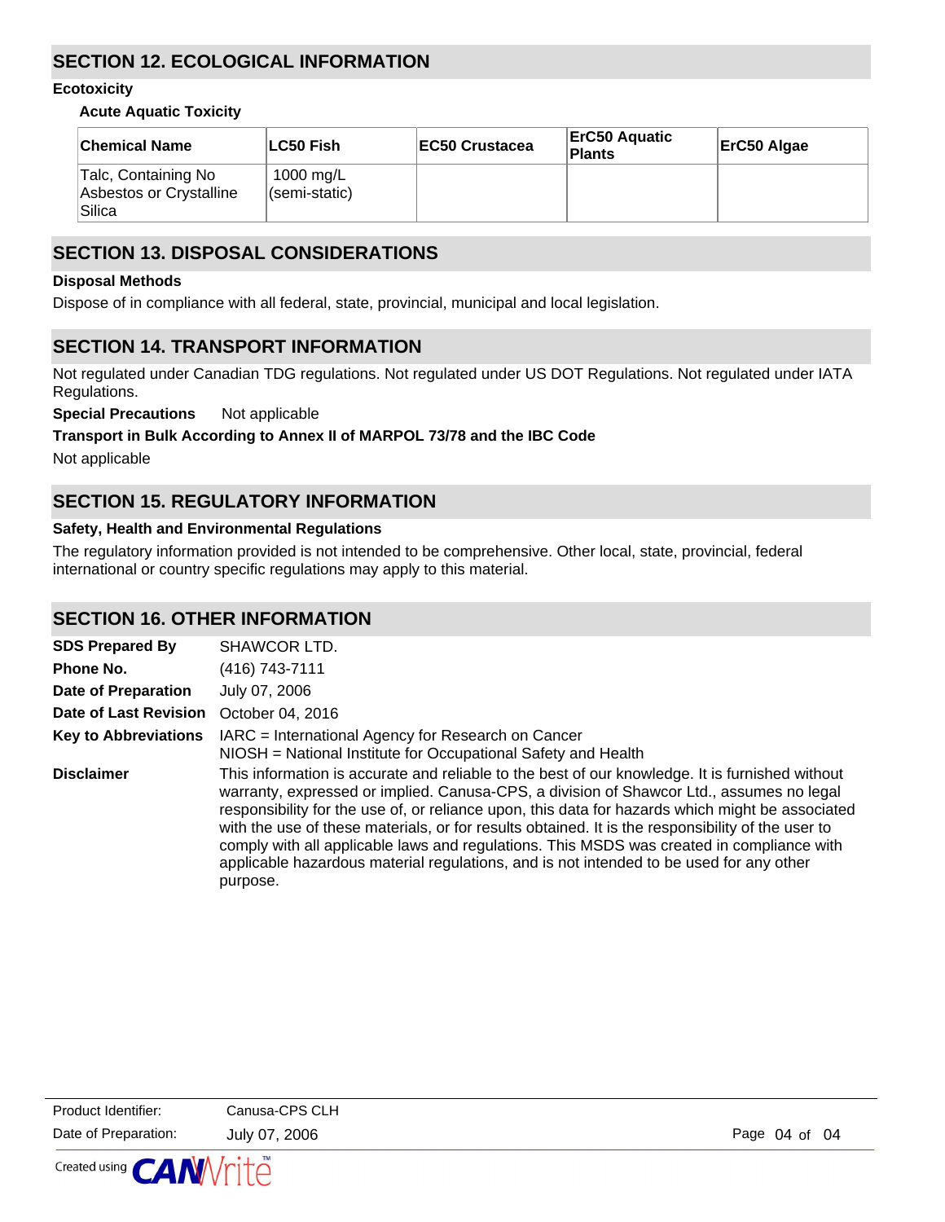## SECTION 12. ECOLOGICAL INFORMATION

**Ecotoxicity**

**Acute Aquatic Toxicity**

| Chemical Name | LC50 Fish | EC50 Crustacea | ErC50 Aquatic Plants | ErC50 Algae |
|---|---|---|---|---|
| Talc, Containing No Asbestos or Crystalline Silica | 1000 mg/L (semi-static) | | | |

## SECTION 13. DISPOSAL CONSIDERATIONS

**Disposal Methods**

Dispose of in compliance with all federal, state, provincial, municipal and local legislation.

## SECTION 14. TRANSPORT INFORMATION

Not regulated under Canadian TDG regulations. Not regulated under US DOT Regulations. Not regulated under IATA Regulations.

**Special Precautions** Not applicable

**Transport in Bulk According to Annex II of MARPOL 73/78 and the IBC Code**

Not applicable

## SECTION 15. REGULATORY INFORMATION

**Safety, Health and Environmental Regulations**

The regulatory information provided is not intended to be comprehensive. Other local, state, provincial, federal international or country specific regulations may apply to this material.

## SECTION 16. OTHER INFORMATION

**SDS Prepared By** SHAWCOR LTD.

**Phone No.** (416) 743-7111

**Date of Preparation** July 07, 2006

**Date of Last Revision** October 04, 2016

**Key to Abbreviations** IARC = International Agency for Research on Cancer
NIOSH = National Institute for Occupational Safety and Health

**Disclaimer** This information is accurate and reliable to the best of our knowledge. It is furnished without warranty, expressed or implied. Canusa-CPS, a division of Shawcor Ltd., assumes no legal responsibility for the use of, or reliance upon, this data for hazards which might be associated with the use of these materials, or for results obtained. It is the responsibility of the user to comply with all applicable laws and regulations. This MSDS was created in compliance with applicable hazardous material regulations, and is not intended to be used for any other purpose.